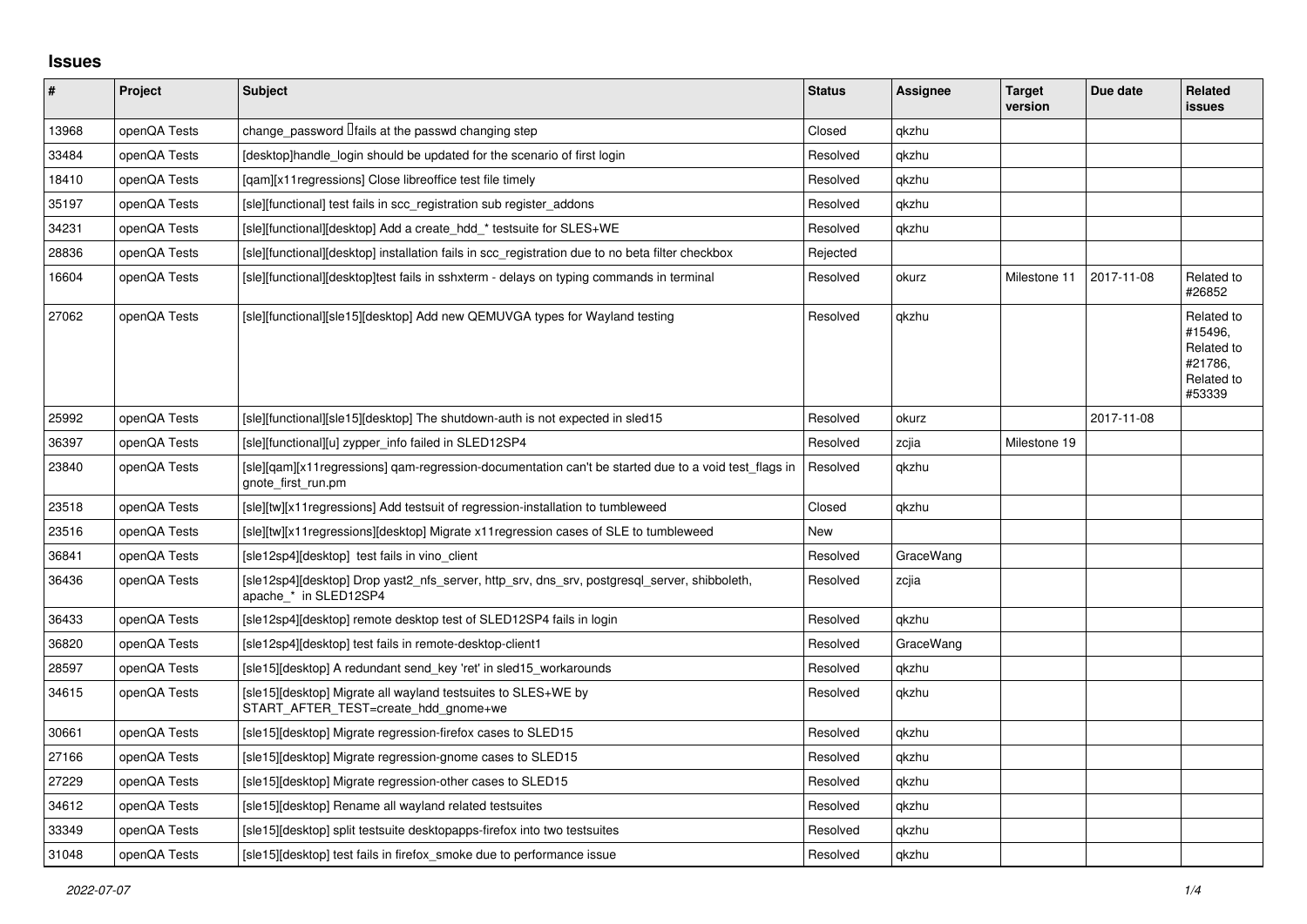## Issues

| # | Project | Subject | Status | Assignee | Target version | Due date | Related issues |
|---|---|---|---|---|---|---|---|
| 13968 | openQA Tests | change_password fails at the passwd changing step | Closed | qkzhu | | | |
| 33484 | openQA Tests | [desktop]handle_login should be updated for the scenario of first login | Resolved | qkzhu | | | |
| 18410 | openQA Tests | [qam][x11regressions] Close libreoffice test file timely | Resolved | qkzhu | | | |
| 35197 | openQA Tests | [sle][functional] test fails in scc_registration sub register_addons | Resolved | qkzhu | | | |
| 34231 | openQA Tests | [sle][functional][desktop] Add a create_hdd_* testsuite for SLES+WE | Resolved | qkzhu | | | |
| 28836 | openQA Tests | [sle][functional][desktop] installation fails in scc_registration due to no beta filter checkbox | Rejected | | | | |
| 16604 | openQA Tests | [sle][functional][desktop]test fails in sshxterm - delays on typing commands in terminal | Resolved | okurz | Milestone 11 | 2017-11-08 | Related to #26852 |
| 27062 | openQA Tests | [sle][functional][sle15][desktop] Add new QEMUVGA types for Wayland testing | Resolved | qkzhu | | | Related to #15496, Related to #21786, Related to #53339 |
| 25992 | openQA Tests | [sle][functional][sle15][desktop] The shutdown-auth is not expected in sled15 | Resolved | okurz | | 2017-11-08 | |
| 36397 | openQA Tests | [sle][functional][u] zypper_info failed in SLED12SP4 | Resolved | zcjia | Milestone 19 | | |
| 23840 | openQA Tests | [sle][qam][x11regressions] qam-regression-documentation can't be started due to a void test_flags in gnote_first_run.pm | Resolved | qkzhu | | | |
| 23518 | openQA Tests | [sle][tw][x11regressions] Add testsuit of regression-installation to tumbleweed | Closed | qkzhu | | | |
| 23516 | openQA Tests | [sle][tw][x11regressions][desktop] Migrate x11regression cases of SLE to tumbleweed | New | | | | |
| 36841 | openQA Tests | [sle12sp4][desktop] test fails in vino_client | Resolved | GraceWang | | | |
| 36436 | openQA Tests | [sle12sp4][desktop] Drop yast2_nfs_server, http_srv, dns_srv, postgresql_server, shibboleth, apache_* in SLED12SP4 | Resolved | zcjia | | | |
| 36433 | openQA Tests | [sle12sp4][desktop] remote desktop test of SLED12SP4 fails in login | Resolved | qkzhu | | | |
| 36820 | openQA Tests | [sle12sp4][desktop] test fails in remote-desktop-client1 | Resolved | GraceWang | | | |
| 28597 | openQA Tests | [sle15][desktop] A redundant send_key 'ret' in sled15_workarounds | Resolved | qkzhu | | | |
| 34615 | openQA Tests | [sle15][desktop] Migrate all wayland testsuites to SLES+WE by START_AFTER_TEST=create_hdd_gnome+we | Resolved | qkzhu | | | |
| 30661 | openQA Tests | [sle15][desktop] Migrate regression-firefox cases to SLED15 | Resolved | qkzhu | | | |
| 27166 | openQA Tests | [sle15][desktop] Migrate regression-gnome cases to SLED15 | Resolved | qkzhu | | | |
| 27229 | openQA Tests | [sle15][desktop] Migrate regression-other cases to SLED15 | Resolved | qkzhu | | | |
| 34612 | openQA Tests | [sle15][desktop] Rename all wayland related testsuites | Resolved | qkzhu | | | |
| 33349 | openQA Tests | [sle15][desktop] split testsuite desktopapps-firefox into two testsuites | Resolved | qkzhu | | | |
| 31048 | openQA Tests | [sle15][desktop] test fails in firefox_smoke due to performance issue | Resolved | qkzhu | | | |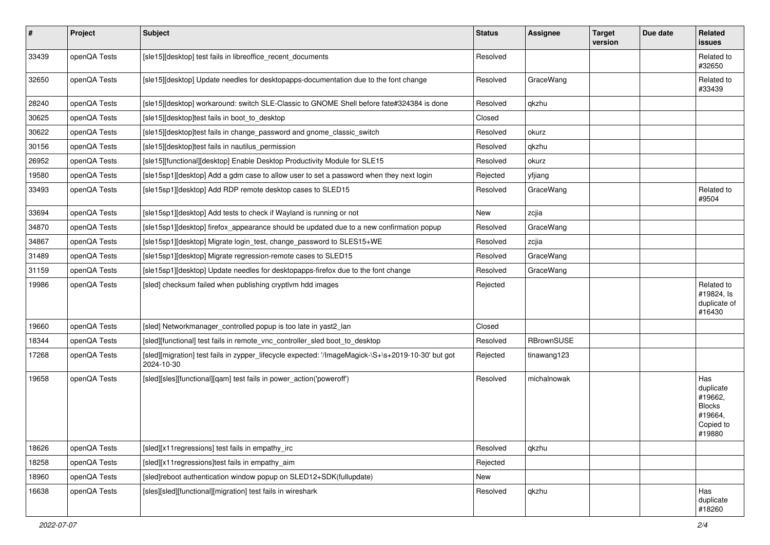| # | Project | Subject | Status | Assignee | Target version | Due date | Related issues |
|---|---|---|---|---|---|---|---|
| 33439 | openQA Tests | [sle15][desktop] test fails in libreoffice_recent_documents | Resolved | | | | Related to #32650 |
| 32650 | openQA Tests | [sle15][desktop] Update needles for desktopapps-documentation due to the font change | Resolved | GraceWang | | | Related to #33439 |
| 28240 | openQA Tests | [sle15][desktop] workaround: switch SLE-Classic to GNOME Shell before fate#324384 is done | Resolved | qkzhu | | | |
| 30625 | openQA Tests | [sle15][desktop]test fails in boot_to_desktop | Closed | | | | |
| 30622 | openQA Tests | [sle15][desktop]test fails in change_password and gnome_classic_switch | Resolved | okurz | | | |
| 30156 | openQA Tests | [sle15][desktop]test fails in nautilus_permission | Resolved | qkzhu | | | |
| 26952 | openQA Tests | [sle15][functional][desktop] Enable Desktop Productivity Module for SLE15 | Resolved | okurz | | | |
| 19580 | openQA Tests | [sle15sp1][desktop] Add a gdm case to allow user to set a password when they next login | Rejected | yfjiang | | | |
| 33493 | openQA Tests | [sle15sp1][desktop] Add RDP remote desktop cases to SLED15 | Resolved | GraceWang | | | Related to #9504 |
| 33694 | openQA Tests | [sle15sp1][desktop] Add tests to check if Wayland is running or not | New | zcjia | | | |
| 34870 | openQA Tests | [sle15sp1][desktop] firefox_appearance should be updated due to a new confirmation popup | Resolved | GraceWang | | | |
| 34867 | openQA Tests | [sle15sp1][desktop] Migrate login_test, change_password to SLES15+WE | Resolved | zcjia | | | |
| 31489 | openQA Tests | [sle15sp1][desktop] Migrate regression-remote cases to SLED15 | Resolved | GraceWang | | | |
| 31159 | openQA Tests | [sle15sp1][desktop] Update needles for desktopapps-firefox due to the font change | Resolved | GraceWang | | | |
| 19986 | openQA Tests | [sled] checksum failed when publishing cryptlvm hdd images | Rejected | | | | Related to #19824, Is duplicate of #16430 |
| 19660 | openQA Tests | [sled] Networkmanager_controlled popup is too late in yast2_lan | Closed | | | | |
| 18344 | openQA Tests | [sled][functional] test fails in remote_vnc_controller_sled boot_to_desktop | Resolved | RBrownSUSE | | | |
| 17268 | openQA Tests | [sled][migration] test fails in zypper_lifecycle expected: '/ImageMagick-\S+\s+2019-10-30' but got 2024-10-30 | Rejected | tinawang123 | | | |
| 19658 | openQA Tests | [sled][sles][functional][qam] test fails in power_action('poweroff') | Resolved | michalnowak | | | Has duplicate #19662, Blocks #19664, Copied to #19880 |
| 18626 | openQA Tests | [sled][x11regressions] test fails in empathy_irc | Resolved | qkzhu | | | |
| 18258 | openQA Tests | [sled][x11regressions]test fails in empathy_aim | Rejected | | | | |
| 18960 | openQA Tests | [sled]reboot authentication window popup on SLED12+SDK(fullupdate) | New | | | | |
| 16638 | openQA Tests | [sles][sled][functional][migration] test fails in wireshark | Resolved | qkzhu | | | Has duplicate #18260 |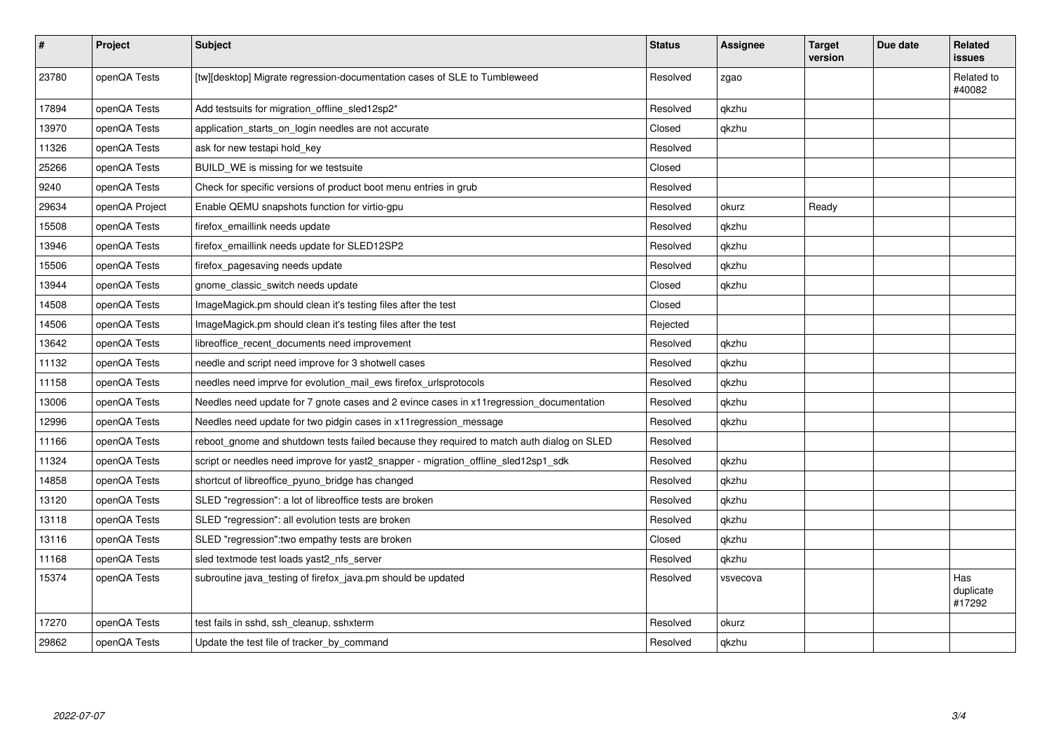| # | Project | Subject | Status | Assignee | Target version | Due date | Related issues |
|---|---|---|---|---|---|---|---|
| 23780 | openQA Tests | [tw][desktop] Migrate regression-documentation cases of SLE to Tumbleweed | Resolved | zgao | | | Related to #40082 |
| 17894 | openQA Tests | Add testsuits for migration_offline_sled12sp2* | Resolved | qkzhu | | | |
| 13970 | openQA Tests | application_starts_on_login needles are not accurate | Closed | qkzhu | | | |
| 11326 | openQA Tests | ask for new testapi hold_key | Resolved | | | | |
| 25266 | openQA Tests | BUILD_WE is missing for we testsuite | Closed | | | | |
| 9240 | openQA Tests | Check for specific versions of product boot menu entries in grub | Resolved | | | | |
| 29634 | openQA Project | Enable QEMU snapshots function for virtio-gpu | Resolved | okurz | Ready | | |
| 15508 | openQA Tests | firefox_emaillink needs update | Resolved | qkzhu | | | |
| 13946 | openQA Tests | firefox_emaillink needs update for SLED12SP2 | Resolved | qkzhu | | | |
| 15506 | openQA Tests | firefox_pagesaving needs update | Resolved | qkzhu | | | |
| 13944 | openQA Tests | gnome_classic_switch needs update | Closed | qkzhu | | | |
| 14508 | openQA Tests | ImageMagick.pm should clean it's testing files after the test | Closed | | | | |
| 14506 | openQA Tests | ImageMagick.pm should clean it's testing files after the test | Rejected | | | | |
| 13642 | openQA Tests | libreoffice_recent_documents need improvement | Resolved | qkzhu | | | |
| 11132 | openQA Tests | needle and script need improve for 3 shotwell cases | Resolved | qkzhu | | | |
| 11158 | openQA Tests | needles need imprve for evolution_mail_ews firefox_urlsprotocols | Resolved | qkzhu | | | |
| 13006 | openQA Tests | Needles need update for 7 gnote cases and 2 evince cases in x11regression_documentation | Resolved | qkzhu | | | |
| 12996 | openQA Tests | Needles need update for two pidgin cases in x11regression_message | Resolved | qkzhu | | | |
| 11166 | openQA Tests | reboot_gnome and shutdown tests failed because they required to match auth dialog on SLED | Resolved | | | | |
| 11324 | openQA Tests | script or needles need improve for yast2_snapper - migration_offline_sled12sp1_sdk | Resolved | qkzhu | | | |
| 14858 | openQA Tests | shortcut of libreoffice_pyuno_bridge has changed | Resolved | qkzhu | | | |
| 13120 | openQA Tests | SLED "regression": a lot of libreoffice tests are broken | Resolved | qkzhu | | | |
| 13118 | openQA Tests | SLED "regression": all evolution tests are broken | Resolved | qkzhu | | | |
| 13116 | openQA Tests | SLED "regression":two empathy tests are broken | Closed | qkzhu | | | |
| 11168 | openQA Tests | sled textmode test loads yast2_nfs_server | Resolved | qkzhu | | | |
| 15374 | openQA Tests | subroutine java_testing of firefox_java.pm should be updated | Resolved | vsvecova | | | Has duplicate #17292 |
| 17270 | openQA Tests | test fails in sshd, ssh_cleanup, sshxterm | Resolved | okurz | | | |
| 29862 | openQA Tests | Update the test file of tracker_by_command | Resolved | qkzhu | | | |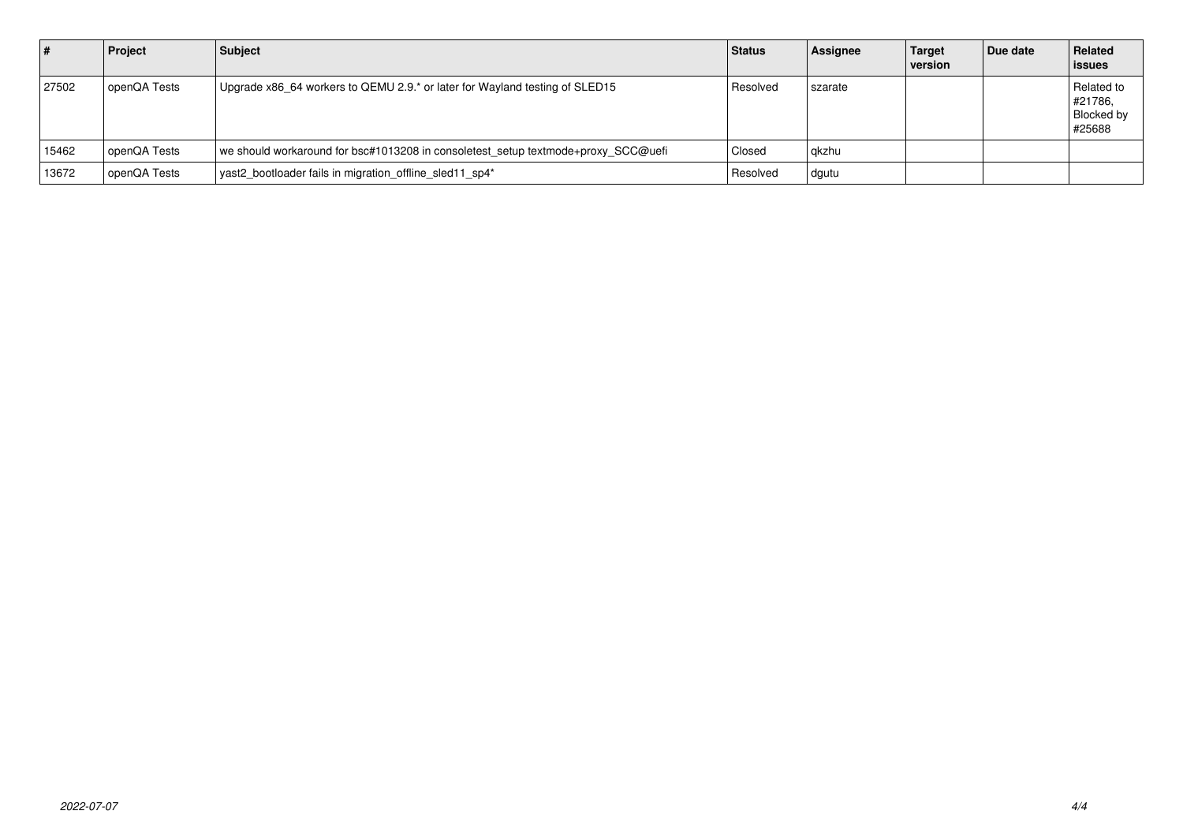| # | Project | Subject | Status | Assignee | Target version | Due date | Related issues |
|---|---|---|---|---|---|---|---|
| 27502 | openQA Tests | Upgrade x86_64 workers to QEMU 2.9.* or later for Wayland testing of SLED15 | Resolved | szarate | | | Related to #21786, Blocked by #25688 |
| 15462 | openQA Tests | we should workaround for bsc#1013208 in consoletest_setup textmode+proxy_SCC@uefi | Closed | qkzhu | | | |
| 13672 | openQA Tests | yast2_bootloader fails in migration_offline_sled11_sp4* | Resolved | dgutu | | | |

*2022-07-07*